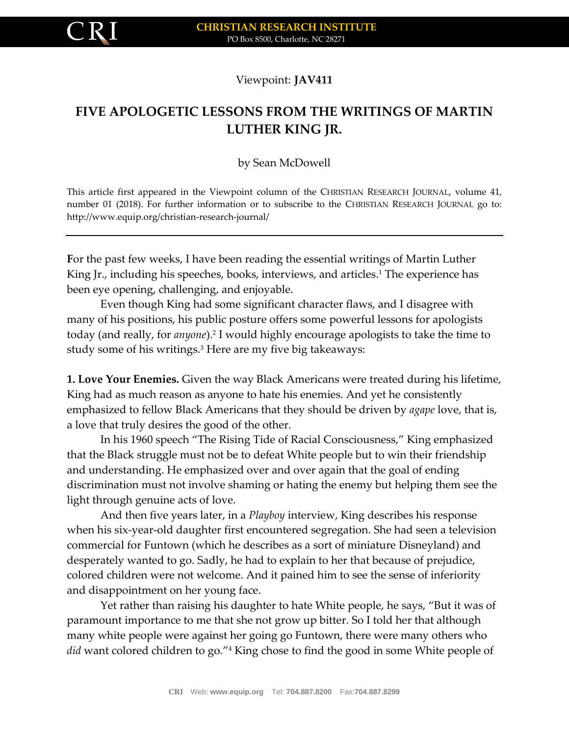Viewpoint: **JAV411**

# FIVE APOLOGETIC LESSONS FROM THE WRITINGS OF MARTIN LUTHER KING JR.

by Sean McDowell

This article first appeared in the Viewpoint column of the CHRISTIAN RESEARCH JOURNAL, volume 41, number 01 (2018). For further information or to subscribe to the CHRISTIAN RESEARCH JOURNAL go to: http://www.equip.org/christian-research-journal/

---

For the past few weeks, I have been reading the essential writings of Martin Luther King Jr., including his speeches, books, interviews, and articles.[1] The experience has been eye opening, challenging, and enjoyable.

Even though King had some significant character flaws, and I disagree with many of his positions, his public posture offers some powerful lessons for apologists today (and really, for *anyone*).[2] I would highly encourage apologists to take the time to study some of his writings.[3] Here are my five big takeaways:

**1. Love Your Enemies.** Given the way Black Americans were treated during his lifetime, King had as much reason as anyone to hate his enemies. And yet he consistently emphasized to fellow Black Americans that they should be driven by *agape* love, that is, a love that truly desires the good of the other.

In his 1960 speech "The Rising Tide of Racial Consciousness," King emphasized that the Black struggle must not be to defeat White people but to win their friendship and understanding. He emphasized over and over again that the goal of ending discrimination must not involve shaming or hating the enemy but helping them see the light through genuine acts of love.

And then five years later, in a *Playboy* interview, King describes his response when his six-year-old daughter first encountered segregation. She had seen a television commercial for Funtown (which he describes as a sort of miniature Disneyland) and desperately wanted to go. Sadly, he had to explain to her that because of prejudice, colored children were not welcome. And it pained him to see the sense of inferiority and disappointment on her young face.

Yet rather than raising his daughter to hate White people, he says, "But it was of paramount importance to me that she not grow up bitter. So I told her that although many white people were against her going go Funtown, there were many others who *did* want colored children to go."[4] King chose to find the good in some White people of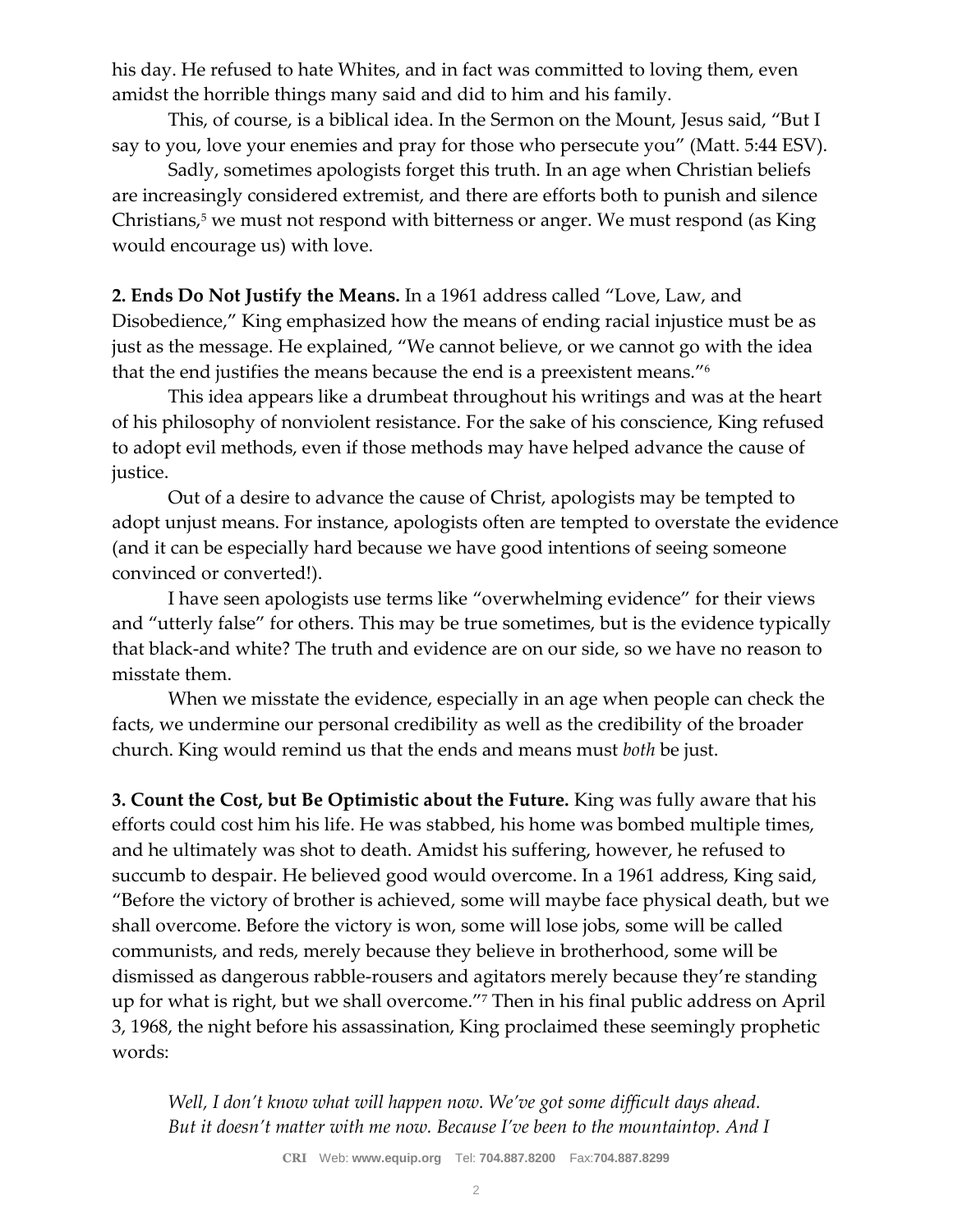his day. He refused to hate Whites, and in fact was committed to loving them, even amidst the horrible things many said and did to him and his family.

This, of course, is a biblical idea. In the Sermon on the Mount, Jesus said, "But I say to you, love your enemies and pray for those who persecute you" (Matt. 5:44 ESV).

Sadly, sometimes apologists forget this truth. In an age when Christian beliefs are increasingly considered extremist, and there are efforts both to punish and silence Christians,[5] we must not respond with bitterness or anger. We must respond (as King would encourage us) with love.

**2. Ends Do Not Justify the Means.** In a 1961 address called "Love, Law, and Disobedience," King emphasized how the means of ending racial injustice must be as just as the message. He explained, "We cannot believe, or we cannot go with the idea that the end justifies the means because the end is a preexistent means."[6]

This idea appears like a drumbeat throughout his writings and was at the heart of his philosophy of nonviolent resistance. For the sake of his conscience, King refused to adopt evil methods, even if those methods may have helped advance the cause of justice.

Out of a desire to advance the cause of Christ, apologists may be tempted to adopt unjust means. For instance, apologists often are tempted to overstate the evidence (and it can be especially hard because we have good intentions of seeing someone convinced or converted!).

I have seen apologists use terms like "overwhelming evidence" for their views and "utterly false" for others. This may be true sometimes, but is the evidence typically that black-and white? The truth and evidence are on our side, so we have no reason to misstate them.

When we misstate the evidence, especially in an age when people can check the facts, we undermine our personal credibility as well as the credibility of the broader church. King would remind us that the ends and means must *both* be just.

**3. Count the Cost, but Be Optimistic about the Future.** King was fully aware that his efforts could cost him his life. He was stabbed, his home was bombed multiple times, and he ultimately was shot to death. Amidst his suffering, however, he refused to succumb to despair. He believed good would overcome. In a 1961 address, King said, "Before the victory of brother is achieved, some will maybe face physical death, but we shall overcome. Before the victory is won, some will lose jobs, some will be called communists, and reds, merely because they believe in brotherhood, some will be dismissed as dangerous rabble-rousers and agitators merely because they're standing up for what is right, but we shall overcome."[7] Then in his final public address on April 3, 1968, the night before his assassination, King proclaimed these seemingly prophetic words:

> *Well, I don't know what will happen now. We've got some difficult days ahead. But it doesn't matter with me now. Because I've been to the mountaintop. And I*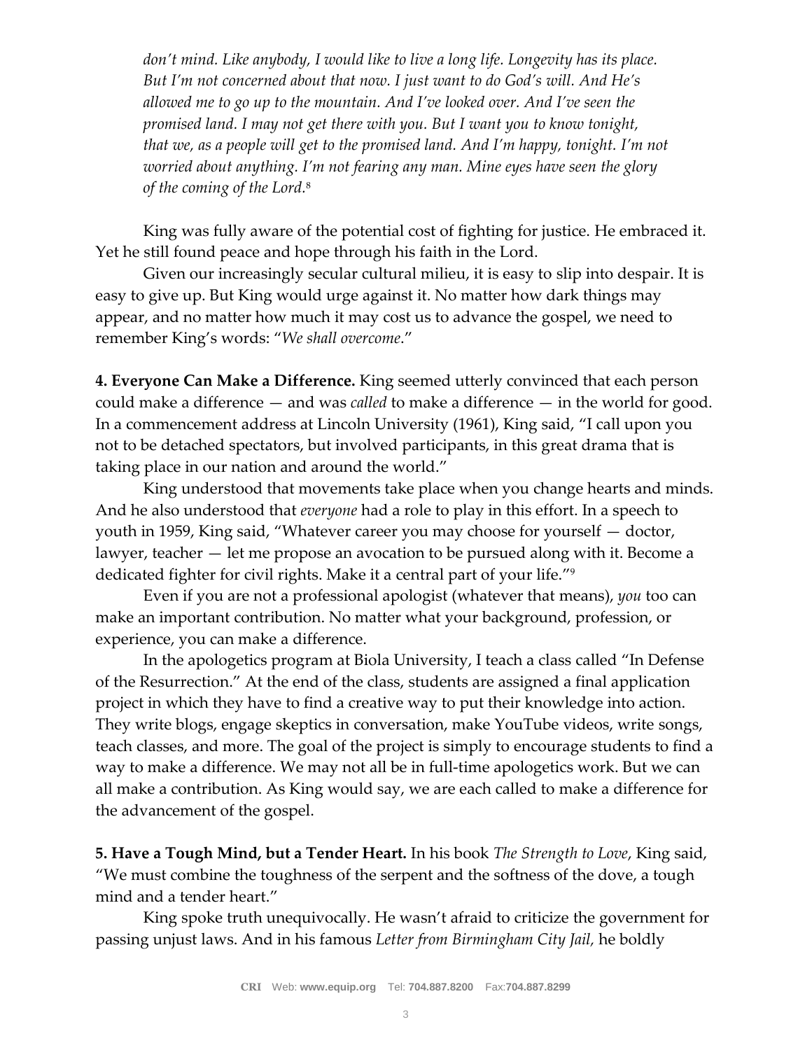*don't mind. Like anybody, I would like to live a long life. Longevity has its place. But I'm not concerned about that now. I just want to do God's will. And He's allowed me to go up to the mountain. And I've looked over. And I've seen the promised land. I may not get there with you. But I want you to know tonight, that we, as a people will get to the promised land. And I'm happy, tonight. I'm not worried about anything. I'm not fearing any man. Mine eyes have seen the glory of the coming of the Lord.*[8]

King was fully aware of the potential cost of fighting for justice. He embraced it. Yet he still found peace and hope through his faith in the Lord.

Given our increasingly secular cultural milieu, it is easy to slip into despair. It is easy to give up. But King would urge against it. No matter how dark things may appear, and no matter how much it may cost us to advance the gospel, we need to remember King's words: "*We shall overcome*."

**4. Everyone Can Make a Difference.** King seemed utterly convinced that each person could make a difference — and was *called* to make a difference — in the world for good. In a commencement address at Lincoln University (1961), King said, "I call upon you not to be detached spectators, but involved participants, in this great drama that is taking place in our nation and around the world."

King understood that movements take place when you change hearts and minds. And he also understood that *everyone* had a role to play in this effort. In a speech to youth in 1959, King said, "Whatever career you may choose for yourself — doctor, lawyer, teacher — let me propose an avocation to be pursued along with it. Become a dedicated fighter for civil rights. Make it a central part of your life."[9]

Even if you are not a professional apologist (whatever that means), *you* too can make an important contribution. No matter what your background, profession, or experience, you can make a difference.

In the apologetics program at Biola University, I teach a class called "In Defense of the Resurrection." At the end of the class, students are assigned a final application project in which they have to find a creative way to put their knowledge into action. They write blogs, engage skeptics in conversation, make YouTube videos, write songs, teach classes, and more. The goal of the project is simply to encourage students to find a way to make a difference. We may not all be in full-time apologetics work. But we can all make a contribution. As King would say, we are each called to make a difference for the advancement of the gospel.

**5. Have a Tough Mind, but a Tender Heart.** In his book *The Strength to Love*, King said, "We must combine the toughness of the serpent and the softness of the dove, a tough mind and a tender heart."

King spoke truth unequivocally. He wasn't afraid to criticize the government for passing unjust laws. And in his famous *Letter from Birmingham City Jail*, he boldly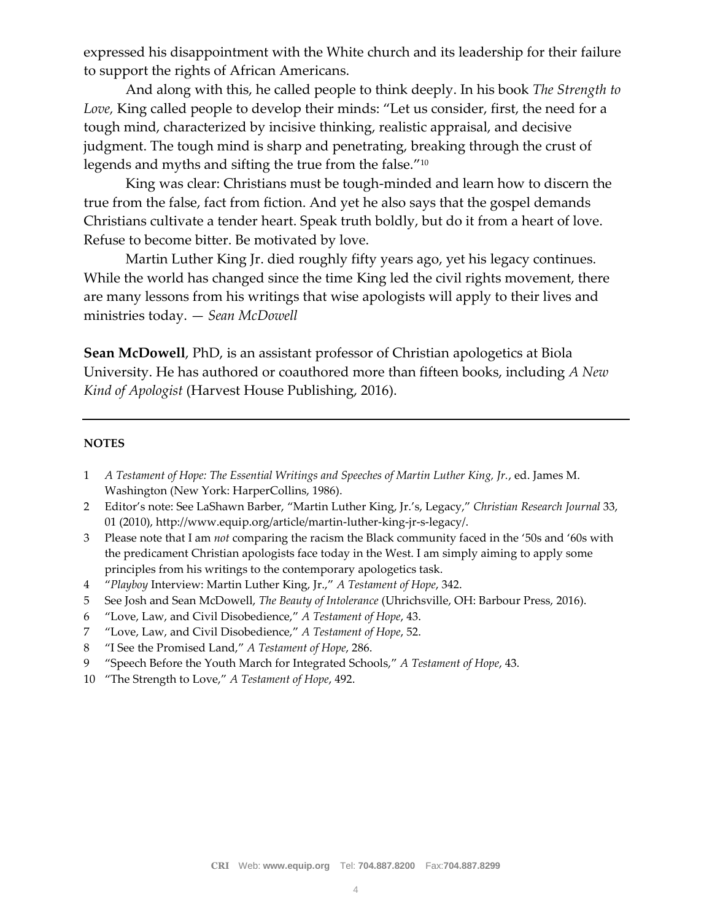expressed his disappointment with the White church and its leadership for their failure to support the rights of African Americans.

And along with this, he called people to think deeply. In his book *The Strength to Love*, King called people to develop their minds: "Let us consider, first, the need for a tough mind, characterized by incisive thinking, realistic appraisal, and decisive judgment. The tough mind is sharp and penetrating, breaking through the crust of legends and myths and sifting the true from the false."[10]

King was clear: Christians must be tough-minded and learn how to discern the true from the false, fact from fiction. And yet he also says that the gospel demands Christians cultivate a tender heart. Speak truth boldly, but do it from a heart of love. Refuse to become bitter. Be motivated by love.

Martin Luther King Jr. died roughly fifty years ago, yet his legacy continues. While the world has changed since the time King led the civil rights movement, there are many lessons from his writings that wise apologists will apply to their lives and ministries today. — *Sean McDowell*

**Sean McDowell**, PhD, is an assistant professor of Christian apologetics at Biola University. He has authored or coauthored more than fifteen books, including *A New Kind of Apologist* (Harvest House Publishing, 2016).

---

**NOTES**

1. *A Testament of Hope: The Essential Writings and Speeches of Martin Luther King, Jr.*, ed. James M. Washington (New York: HarperCollins, 1986).
2. Editor's note: See LaShawn Barber, "Martin Luther King, Jr.'s, Legacy," *Christian Research Journal* 33, 01 (2010), http://www.equip.org/article/martin-luther-king-jr-s-legacy/.
3. Please note that I am *not* comparing the racism the Black community faced in the '50s and '60s with the predicament Christian apologists face today in the West. I am simply aiming to apply some principles from his writings to the contemporary apologetics task.
4. "*Playboy* Interview: Martin Luther King, Jr.," *A Testament of Hope*, 342.
5. See Josh and Sean McDowell, *The Beauty of Intolerance* (Uhrichsville, OH: Barbour Press, 2016).
6. "Love, Law, and Civil Disobedience," *A Testament of Hope*, 43.
7. "Love, Law, and Civil Disobedience," *A Testament of Hope*, 52.
8. "I See the Promised Land," *A Testament of Hope*, 286.
9. "Speech Before the Youth March for Integrated Schools," *A Testament of Hope*, 43.
10. "The Strength to Love," *A Testament of Hope*, 492.